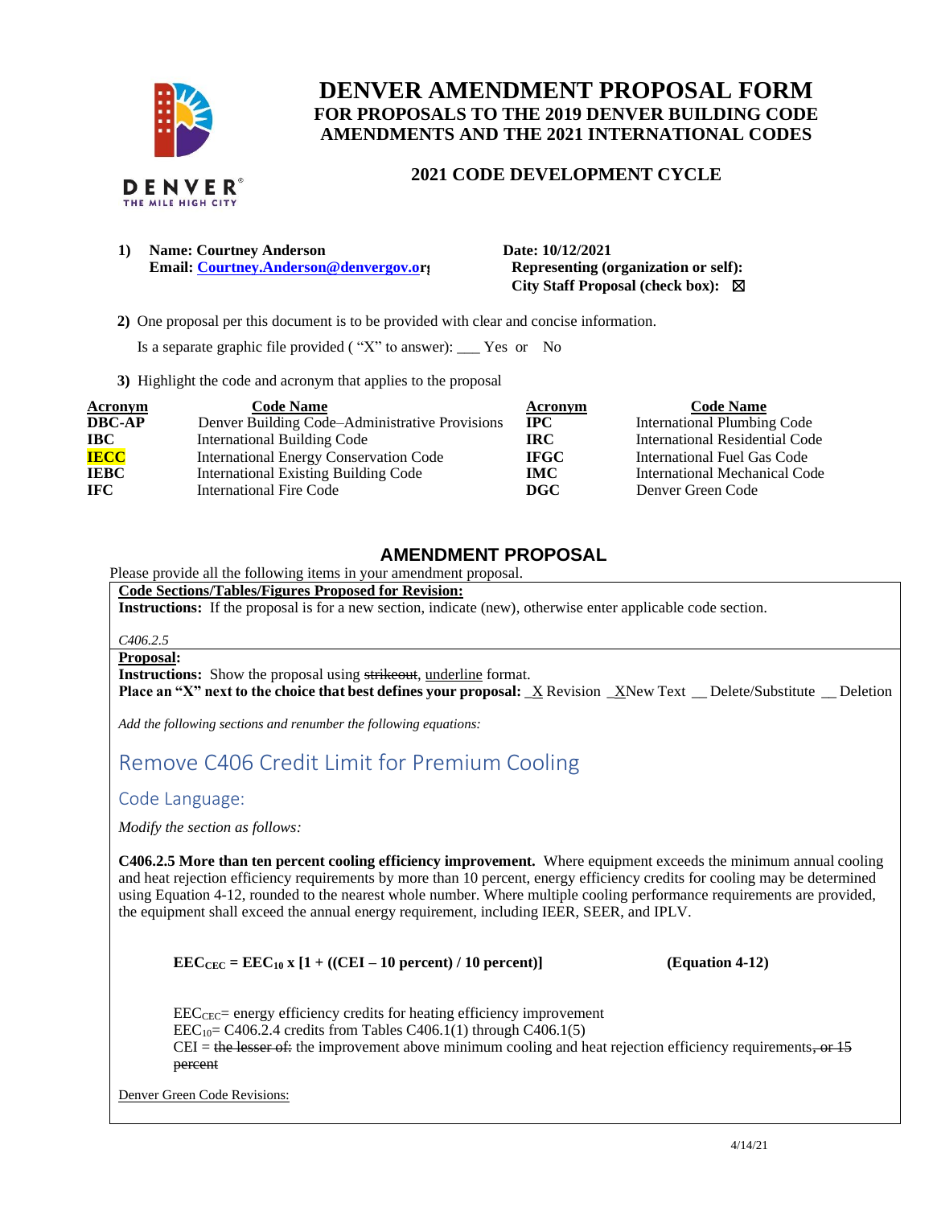# DENVER AMENDMENT PROPOSAL FORM

## FOR PROPOSALS TO THE 2019 DENVER BUILDING CODE AMENDMENTS AND THE 2021 INTERNATIONAL CODES

### 2021 CODE DEVELOPMENT CYCLE

**1) Name: Courtney Anderson**
**Email: Courtney.Anderson@denvergov.org**

**Date: 10/12/2021**
**Representing (organization or self):**
**City Staff Proposal (check box): ☒**

**2)** One proposal per this document is to be provided with clear and concise information.

Is a separate graphic file provided ( "X" to answer): ___ Yes or No

**3)** Highlight the code and acronym that applies to the proposal

| Acronym | Code Name | Acronym | Code Name |
|---|---|---|---|
| **DBC-AP** | Denver Building Code–Administrative Provisions | **IPC** | International Plumbing Code |
| **IBC** | International Building Code | **IRC** | International Residential Code |
| **IECC** | International Energy Conservation Code | **IFGC** | International Fuel Gas Code |
| **IEBC** | International Existing Building Code | **IMC** | International Mechanical Code |
| **IFC** | International Fire Code | **DGC** | Denver Green Code |

## AMENDMENT PROPOSAL

Please provide all the following items in your amendment proposal.

**Code Sections/Tables/Figures Proposed for Revision:**

**Instructions:** If the proposal is for a new section, indicate (new), otherwise enter applicable code section.

*C406.2.5*

**Proposal:**

**Instructions:** Show the proposal using ~~strikeout~~, underline format.

**Place an "X" next to the choice that best defines your proposal:** _X Revision _XNew Text __ Delete/Substitute __ Deletion

*Add the following sections and renumber the following equations:*

# Remove C406 Credit Limit for Premium Cooling

## Code Language:

*Modify the section as follows:*

**C406.2.5 More than ten percent cooling efficiency improvement.** Where equipment exceeds the minimum annual cooling and heat rejection efficiency requirements by more than 10 percent, energy efficiency credits for cooling may be determined using Equation 4-12, rounded to the nearest whole number. Where multiple cooling performance requirements are provided, the equipment shall exceed the annual energy requirement, including IEER, SEER, and IPLV.

$$EEC_{CEC} = EEC_{10} \times [1 + ((CEI - 10 \text{ percent}) / 10 \text{ percent})] \qquad \textbf{(Equation 4-12)}$$

$EEC_{CEC}$= energy efficiency credits for heating efficiency improvement
$EEC_{10}$= C406.2.4 credits from Tables C406.1(1) through C406.1(5)
CEI = ~~the lesser of:~~ the improvement above minimum cooling and heat rejection efficiency requirements~~, or 15 percent~~

Denver Green Code Revisions: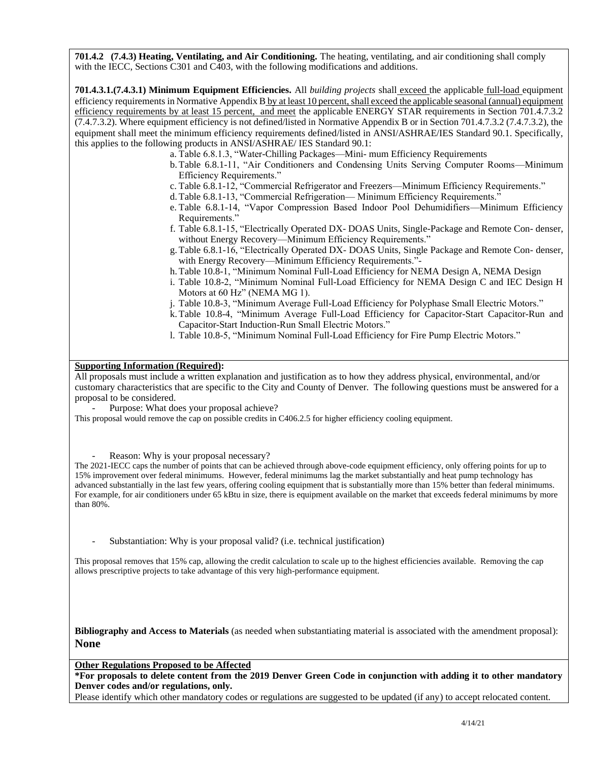**701.4.2 (7.4.3) Heating, Ventilating, and Air Conditioning.** The heating, ventilating, and air conditioning shall comply with the IECC, Sections C301 and C403, with the following modifications and additions.

**701.4.3.1.(7.4.3.1) Minimum Equipment Efficiencies.** All *building projects* shall exceed the applicable full-load equipment efficiency requirements in Normative Appendix B by at least 10 percent, shall exceed the applicable seasonal (annual) equipment efficiency requirements by at least 15 percent, and meet the applicable ENERGY STAR requirements in Section 701.4.7.3.2 (7.4.7.3.2). Where equipment efficiency is not defined/listed in Normative Appendix B or in Section 701.4.7.3.2 (7.4.7.3.2), the equipment shall meet the minimum efficiency requirements defined/listed in ANSI/ASHRAE/IES Standard 90.1. Specifically, this applies to the following products in ANSI/ASHRAE/ IES Standard 90.1:

a. Table 6.8.1.3, "Water-Chilling Packages—Mini- mum Efficiency Requirements
b. Table 6.8.1-11, "Air Conditioners and Condensing Units Serving Computer Rooms—Minimum Efficiency Requirements."
c. Table 6.8.1-12, "Commercial Refrigerator and Freezers—Minimum Efficiency Requirements."
d. Table 6.8.1-13, "Commercial Refrigeration— Minimum Efficiency Requirements."
e. Table 6.8.1-14, "Vapor Compression Based Indoor Pool Dehumidifiers—Minimum Efficiency Requirements."
f. Table 6.8.1-15, "Electrically Operated DX- DOAS Units, Single-Package and Remote Con- denser, without Energy Recovery—Minimum Efficiency Requirements."
g. Table 6.8.1-16, "Electrically Operated DX- DOAS Units, Single Package and Remote Con- denser, with Energy Recovery—Minimum Efficiency Requirements."-
h. Table 10.8-1, "Minimum Nominal Full-Load Efficiency for NEMA Design A, NEMA Design
i. Table 10.8-2, "Minimum Nominal Full-Load Efficiency for NEMA Design C and IEC Design H Motors at 60 Hz" (NEMA MG 1).
j. Table 10.8-3, "Minimum Average Full-Load Efficiency for Polyphase Small Electric Motors."
k. Table 10.8-4, "Minimum Average Full-Load Efficiency for Capacitor-Start Capacitor-Run and Capacitor-Start Induction-Run Small Electric Motors."
l. Table 10.8-5, "Minimum Nominal Full-Load Efficiency for Fire Pump Electric Motors."

**Supporting Information (Required):**

All proposals must include a written explanation and justification as to how they address physical, environmental, and/or customary characteristics that are specific to the City and County of Denver. The following questions must be answered for a proposal to be considered.

- Purpose: What does your proposal achieve?

This proposal would remove the cap on possible credits in C406.2.5 for higher efficiency cooling equipment.

- Reason: Why is your proposal necessary?

The 2021-IECC caps the number of points that can be achieved through above-code equipment efficiency, only offering points for up to 15% improvement over federal minimums. However, federal minimums lag the market substantially and heat pump technology has advanced substantially in the last few years, offering cooling equipment that is substantially more than 15% better than federal minimums. For example, for air conditioners under 65 kBtu in size, there is equipment available on the market that exceeds federal minimums by more than 80%.

- Substantiation: Why is your proposal valid? (i.e. technical justification)

This proposal removes that 15% cap, allowing the credit calculation to scale up to the highest efficiencies available. Removing the cap allows prescriptive projects to take advantage of this very high-performance equipment.

**Bibliography and Access to Materials** (as needed when substantiating material is associated with the amendment proposal): **None**

**Other Regulations Proposed to be Affected**

**\*For proposals to delete content from the 2019 Denver Green Code in conjunction with adding it to other mandatory Denver codes and/or regulations, only.**

Please identify which other mandatory codes or regulations are suggested to be updated (if any) to accept relocated content.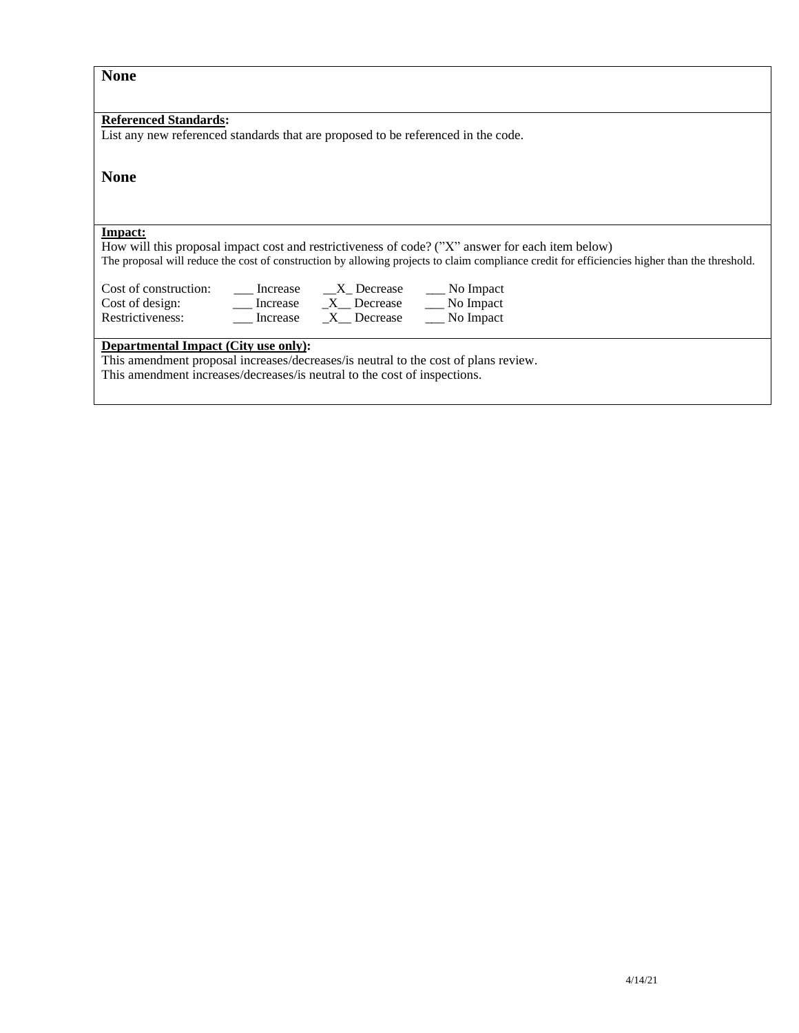**None**

**Referenced Standards:**
List any new referenced standards that are proposed to be referenced in the code.

**None**

**Impact:**
How will this proposal impact cost and restrictiveness of code? ("X" answer for each item below)
The proposal will reduce the cost of construction by allowing projects to claim compliance credit for efficiencies higher than the threshold.

| | | | |
|---|---|---|---|
| Cost of construction: | ___ Increase | __X_ Decrease | ___ No Impact |
| Cost of design: | ___ Increase | _X__ Decrease | ___ No Impact |
| Restrictiveness: | ___ Increase | _X__ Decrease | ___ No Impact |

**Departmental Impact (City use only):**
This amendment proposal increases/decreases/is neutral to the cost of plans review.
This amendment increases/decreases/is neutral to the cost of inspections.

4/14/21